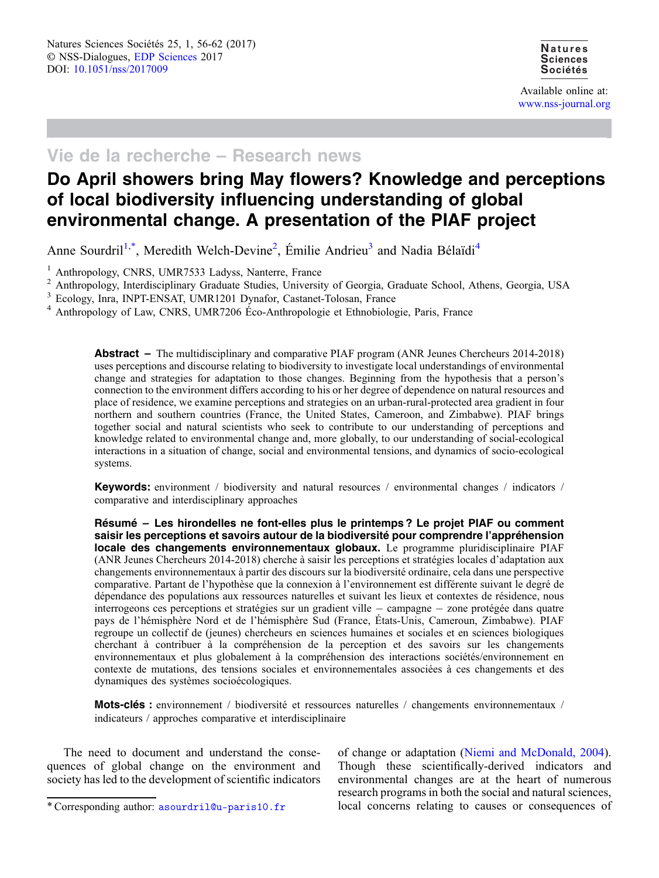Vie de la recherche – Research news

# Do April showers bring May flowers? Knowledge and perceptions of local biodiversity influencing understanding of global environmental change. A presentation of the PIAF project

Anne Sourdril[1,*], Meredith Welch-Devine[2], Émilie Andrieu[3] and Nadia Bélaïdi[4]

[1] Anthropology, CNRS, UMR7533 Ladyss, Nanterre, France
[2] Anthropology, Interdisciplinary Graduate Studies, University of Georgia, Graduate School, Athens, Georgia, USA
[3] Ecology, Inra, INPT-ENSAT, UMR1201 Dynafor, Castanet-Tolosan, France
[4] Anthropology of Law, CNRS, UMR7206 Éco-Anthropologie et Ethnobiologie, Paris, France

**Abstract –** The multidisciplinary and comparative PIAF program (ANR Jeunes Chercheurs 2014-2018) uses perceptions and discourse relating to biodiversity to investigate local understandings of environmental change and strategies for adaptation to those changes. Beginning from the hypothesis that a person's connection to the environment differs according to his or her degree of dependence on natural resources and place of residence, we examine perceptions and strategies on an urban-rural-protected area gradient in four northern and southern countries (France, the United States, Cameroon, and Zimbabwe). PIAF brings together social and natural scientists who seek to contribute to our understanding of perceptions and knowledge related to environmental change and, more globally, to our understanding of social-ecological interactions in a situation of change, social and environmental tensions, and dynamics of socio-ecological systems.

**Keywords:** environment / biodiversity and natural resources / environmental changes / indicators / comparative and interdisciplinary approaches

**Résumé – Les hirondelles ne font-elles plus le printemps ? Le projet PIAF ou comment saisir les perceptions et savoirs autour de la biodiversité pour comprendre l'appréhension locale des changements environnementaux globaux.** Le programme pluridisciplinaire PIAF (ANR Jeunes Chercheurs 2014-2018) cherche à saisir les perceptions et stratégies locales d'adaptation aux changements environnementaux à partir des discours sur la biodiversité ordinaire, cela dans une perspective comparative. Partant de l'hypothèse que la connexion à l'environnement est différente suivant le degré de dépendance des populations aux ressources naturelles et suivant les lieux et contextes de résidence, nous interrogeons ces perceptions et stratégies sur un gradient ville – campagne – zone protégée dans quatre pays de l'hémisphère Nord et de l'hémisphère Sud (France, États-Unis, Cameroun, Zimbabwe). PIAF regroupe un collectif de (jeunes) chercheurs en sciences humaines et sociales et en sciences biologiques cherchant à contribuer à la compréhension de la perception et des savoirs sur les changements environnementaux et plus globalement à la compréhension des interactions sociétés/environnement en contexte de mutations, des tensions sociales et environnementales associées à ces changements et des dynamiques des systèmes socioécologiques.

**Mots-clés :** environnement / biodiversité et ressources naturelles / changements environnementaux / indicateurs / approches comparative et interdisciplinaire

The need to document and understand the consequences of global change on the environment and society has led to the development of scientific indicators of change or adaptation (Niemi and McDonald, 2004). Though these scientifically-derived indicators and environmental changes are at the heart of numerous research programs in both the social and natural sciences, local concerns relating to causes or consequences of

* Corresponding author: asourdril@u-paris10.fr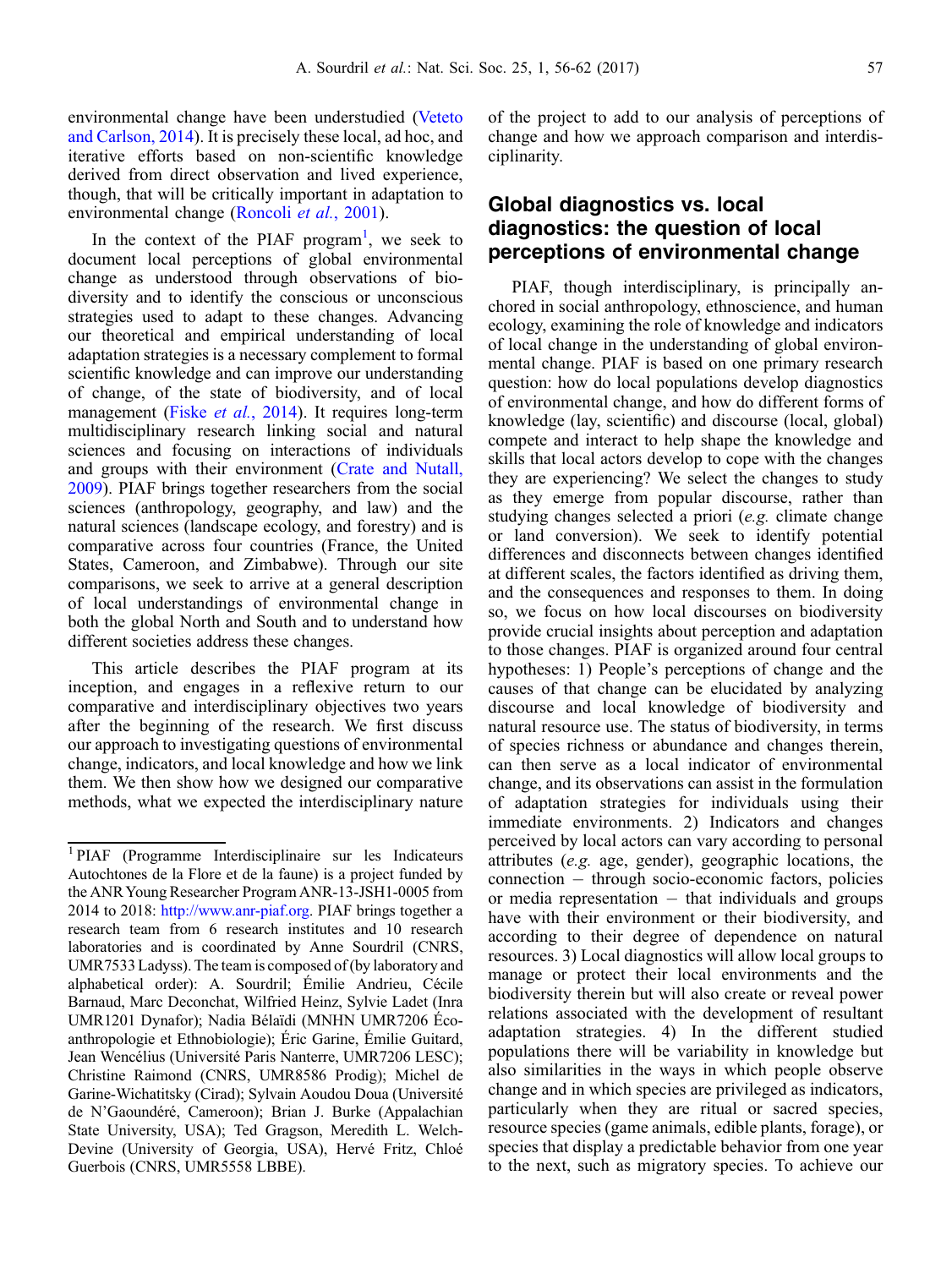environmental change have been understudied (Veteto and Carlson, 2014). It is precisely these local, ad hoc, and iterative efforts based on non-scientific knowledge derived from direct observation and lived experience, though, that will be critically important in adaptation to environmental change (Roncoli *et al.*, 2001).

In the context of the PIAF program[1], we seek to document local perceptions of global environmental change as understood through observations of biodiversity and to identify the conscious or unconscious strategies used to adapt to these changes. Advancing our theoretical and empirical understanding of local adaptation strategies is a necessary complement to formal scientific knowledge and can improve our understanding of change, of the state of biodiversity, and of local management (Fiske *et al.*, 2014). It requires long-term multidisciplinary research linking social and natural sciences and focusing on interactions of individuals and groups with their environment (Crate and Nutall, 2009). PIAF brings together researchers from the social sciences (anthropology, geography, and law) and the natural sciences (landscape ecology, and forestry) and is comparative across four countries (France, the United States, Cameroon, and Zimbabwe). Through our site comparisons, we seek to arrive at a general description of local understandings of environmental change in both the global North and South and to understand how different societies address these changes.

This article describes the PIAF program at its inception, and engages in a reflexive return to our comparative and interdisciplinary objectives two years after the beginning of the research. We first discuss our approach to investigating questions of environmental change, indicators, and local knowledge and how we link them. We then show how we designed our comparative methods, what we expected the interdisciplinary nature of the project to add to our analysis of perceptions of change and how we approach comparison and interdisciplinarity.

## Global diagnostics vs. local diagnostics: the question of local perceptions of environmental change

PIAF, though interdisciplinary, is principally anchored in social anthropology, ethnoscience, and human ecology, examining the role of knowledge and indicators of local change in the understanding of global environmental change. PIAF is based on one primary research question: how do local populations develop diagnostics of environmental change, and how do different forms of knowledge (lay, scientific) and discourse (local, global) compete and interact to help shape the knowledge and skills that local actors develop to cope with the changes they are experiencing? We select the changes to study as they emerge from popular discourse, rather than studying changes selected a priori (*e.g.* climate change or land conversion). We seek to identify potential differences and disconnects between changes identified at different scales, the factors identified as driving them, and the consequences and responses to them. In doing so, we focus on how local discourses on biodiversity provide crucial insights about perception and adaptation to those changes. PIAF is organized around four central hypotheses: 1) People's perceptions of change and the causes of that change can be elucidated by analyzing discourse and local knowledge of biodiversity and natural resource use. The status of biodiversity, in terms of species richness or abundance and changes therein, can then serve as a local indicator of environmental change, and its observations can assist in the formulation of adaptation strategies for individuals using their immediate environments. 2) Indicators and changes perceived by local actors can vary according to personal attributes (*e.g.* age, gender), geographic locations, the connection − through socio-economic factors, policies or media representation − that individuals and groups have with their environment or their biodiversity, and according to their degree of dependence on natural resources. 3) Local diagnostics will allow local groups to manage or protect their local environments and the biodiversity therein but will also create or reveal power relations associated with the development of resultant adaptation strategies. 4) In the different studied populations there will be variability in knowledge but also similarities in the ways in which people observe change and in which species are privileged as indicators, particularly when they are ritual or sacred species, resource species (game animals, edible plants, forage), or species that display a predictable behavior from one year to the next, such as migratory species. To achieve our

[1] PIAF (Programme Interdisciplinaire sur les Indicateurs Autochtones de la Flore et de la faune) is a project funded by the ANR Young Researcher Program ANR-13-JSH1-0005 from 2014 to 2018: http://www.anr-piaf.org. PIAF brings together a research team from 6 research institutes and 10 research laboratories and is coordinated by Anne Sourdril (CNRS, UMR7533 Ladyss). The team is composed of (by laboratory and alphabetical order): A. Sourdril; Émilie Andrieu, Cécile Barnaud, Marc Deconchat, Wilfried Heinz, Sylvie Ladet (Inra UMR1201 Dynafor); Nadia Bélaïdi (MNHN UMR7206 Éco-anthropologie et Ethnobiologie); Éric Garine, Émilie Guitard, Jean Wencélius (Université Paris Nanterre, UMR7206 LESC); Christine Raimond (CNRS, UMR8586 Prodig); Michel de Garine-Wichatitsky (Cirad); Sylvain Aoudou Doua (Université de N'Gaoundéré, Cameroon); Brian J. Burke (Appalachian State University, USA); Ted Gragson, Meredith L. Welch-Devine (University of Georgia, USA), Hervé Fritz, Chloé Guerbois (CNRS, UMR5558 LBBE).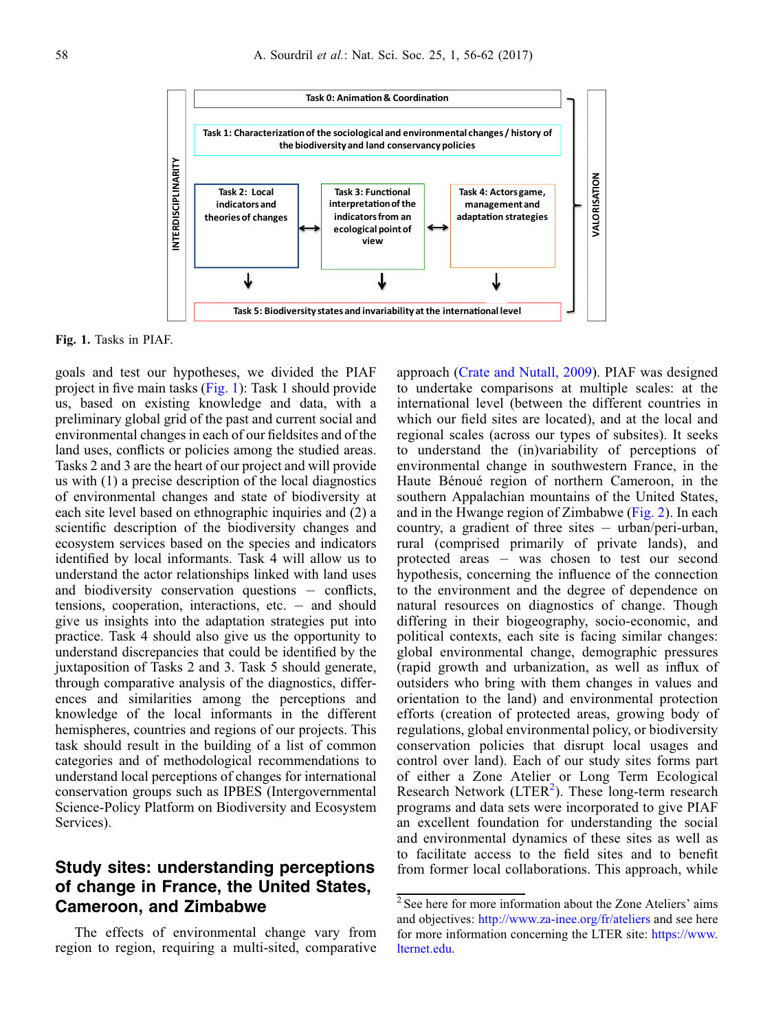Task 0: Animation & Coordination

Task 1: Characterization of the sociological and environmental changes / history of the biodiversity and land conservancy policies

Task 2: Local indicators and theories of changes

Task 3: Functional interpretation of the indicators from an ecological point of view

Task 4: Actors game, management and adaptation strategies

Task 5: Biodiversity states and invariability at the international level

INTERDISCIPLINARITY

VALORISATION

**Fig. 1.** Tasks in PIAF.

goals and test our hypotheses, we divided the PIAF project in five main tasks (Fig. 1): Task 1 should provide us, based on existing knowledge and data, with a preliminary global grid of the past and current social and environmental changes in each of our fieldsites and of the land uses, conflicts or policies among the studied areas. Tasks 2 and 3 are the heart of our project and will provide us with (1) a precise description of the local diagnostics of environmental changes and state of biodiversity at each site level based on ethnographic inquiries and (2) a scientific description of the biodiversity changes and ecosystem services based on the species and indicators identified by local informants. Task 4 will allow us to understand the actor relationships linked with land uses and biodiversity conservation questions – conflicts, tensions, cooperation, interactions, etc. – and should give us insights into the adaptation strategies put into practice. Task 4 should also give us the opportunity to understand discrepancies that could be identified by the juxtaposition of Tasks 2 and 3. Task 5 should generate, through comparative analysis of the diagnostics, differences and similarities among the perceptions and knowledge of the local informants in the different hemispheres, countries and regions of our projects. This task should result in the building of a list of common categories and of methodological recommendations to understand local perceptions of changes for international conservation groups such as IPBES (Intergovernmental Science-Policy Platform on Biodiversity and Ecosystem Services).

## Study sites: understanding perceptions of change in France, the United States, Cameroon, and Zimbabwe

The effects of environmental change vary from region to region, requiring a multi-sited, comparative approach (Crate and Nutall, 2009). PIAF was designed to undertake comparisons at multiple scales: at the international level (between the different countries in which our field sites are located), and at the local and regional scales (across our types of subsites). It seeks to understand the (in)variability of perceptions of environmental change in southwestern France, in the Haute Bénoué region of northern Cameroon, in the southern Appalachian mountains of the United States, and in the Hwange region of Zimbabwe (Fig. 2). In each country, a gradient of three sites – urban/peri-urban, rural (comprised primarily of private lands), and protected areas – was chosen to test our second hypothesis, concerning the influence of the connection to the environment and the degree of dependence on natural resources on diagnostics of change. Though differing in their biogeography, socio-economic, and political contexts, each site is facing similar changes: global environmental change, demographic pressures (rapid growth and urbanization, as well as influx of outsiders who bring with them changes in values and orientation to the land) and environmental protection efforts (creation of protected areas, growing body of regulations, global environmental policy, or biodiversity conservation policies that disrupt local usages and control over land). Each of our study sites forms part of either a Zone Atelier or Long Term Ecological Research Network (LTER[2]). These long-term research programs and data sets were incorporated to give PIAF an excellent foundation for understanding the social and environmental dynamics of these sites as well as to facilitate access to the field sites and to benefit from former local collaborations. This approach, while

[2] See here for more information about the Zone Ateliers' aims and objectives: http://www.za-inee.org/fr/ateliers and see here for more information concerning the LTER site: https://www.lternet.edu.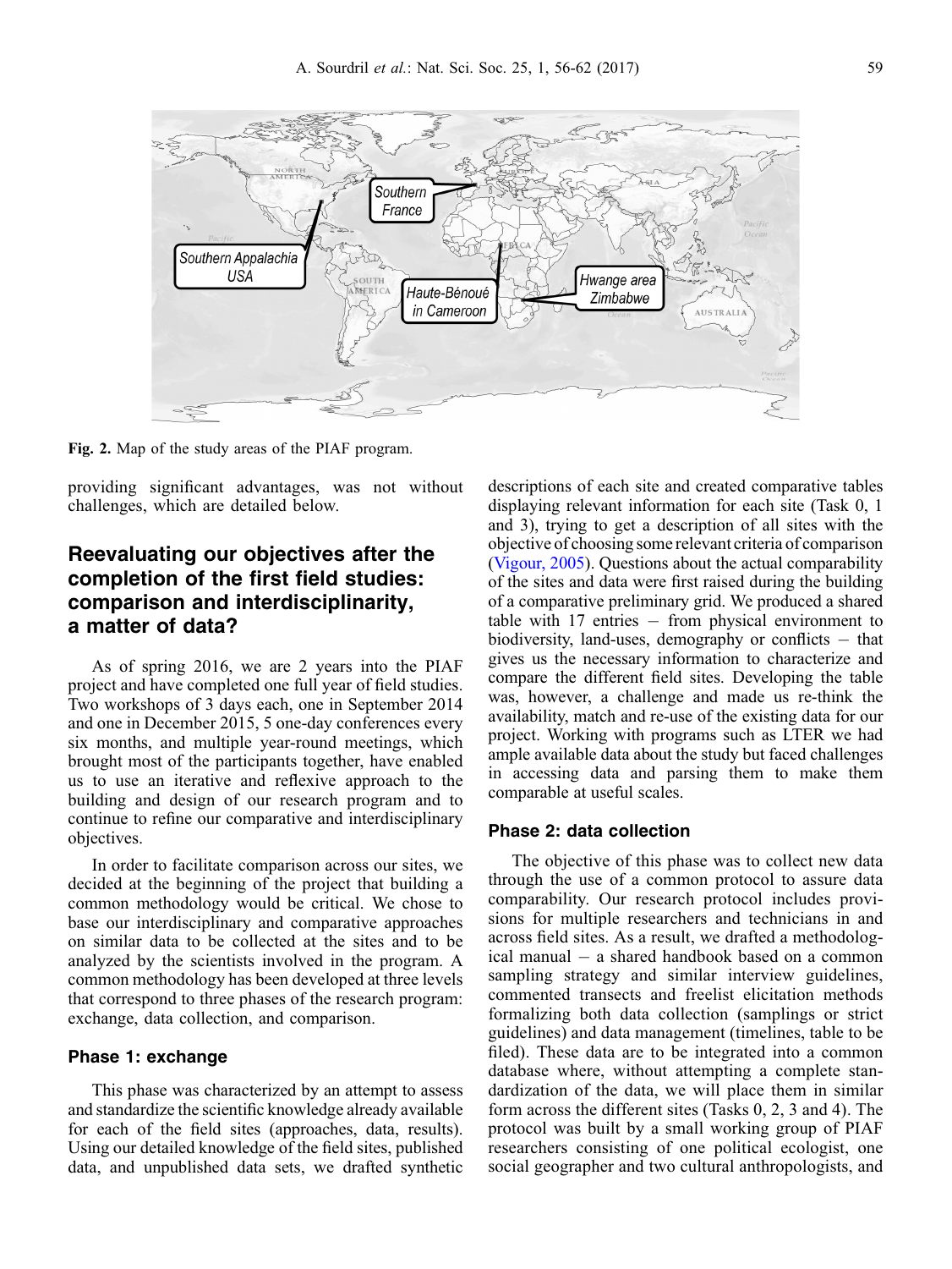Fig. 2. Map of the study areas of the PIAF program.

providing significant advantages, was not without challenges, which are detailed below.

## Reevaluating our objectives after the completion of the first field studies: comparison and interdisciplinarity, a matter of data?

As of spring 2016, we are 2 years into the PIAF project and have completed one full year of field studies. Two workshops of 3 days each, one in September 2014 and one in December 2015, 5 one-day conferences every six months, and multiple year-round meetings, which brought most of the participants together, have enabled us to use an iterative and reflexive approach to the building and design of our research program and to continue to refine our comparative and interdisciplinary objectives.

In order to facilitate comparison across our sites, we decided at the beginning of the project that building a common methodology would be critical. We chose to base our interdisciplinary and comparative approaches on similar data to be collected at the sites and to be analyzed by the scientists involved in the program. A common methodology has been developed at three levels that correspond to three phases of the research program: exchange, data collection, and comparison.

### Phase 1: exchange

This phase was characterized by an attempt to assess and standardize the scientific knowledge already available for each of the field sites (approaches, data, results). Using our detailed knowledge of the field sites, published data, and unpublished data sets, we drafted synthetic descriptions of each site and created comparative tables displaying relevant information for each site (Task 0, 1 and 3), trying to get a description of all sites with the objective of choosing some relevant criteria of comparison (Vigour, 2005). Questions about the actual comparability of the sites and data were first raised during the building of a comparative preliminary grid. We produced a shared table with 17 entries – from physical environment to biodiversity, land-uses, demography or conflicts – that gives us the necessary information to characterize and compare the different field sites. Developing the table was, however, a challenge and made us re-think the availability, match and re-use of the existing data for our project. Working with programs such as LTER we had ample available data about the study but faced challenges in accessing data and parsing them to make them comparable at useful scales.

### Phase 2: data collection

The objective of this phase was to collect new data through the use of a common protocol to assure data comparability. Our research protocol includes provisions for multiple researchers and technicians in and across field sites. As a result, we drafted a methodological manual – a shared handbook based on a common sampling strategy and similar interview guidelines, commented transects and freelist elicitation methods formalizing both data collection (samplings or strict guidelines) and data management (timelines, table to be filed). These data are to be integrated into a common database where, without attempting a complete standardization of the data, we will place them in similar form across the different sites (Tasks 0, 2, 3 and 4). The protocol was built by a small working group of PIAF researchers consisting of one political ecologist, one social geographer and two cultural anthropologists, and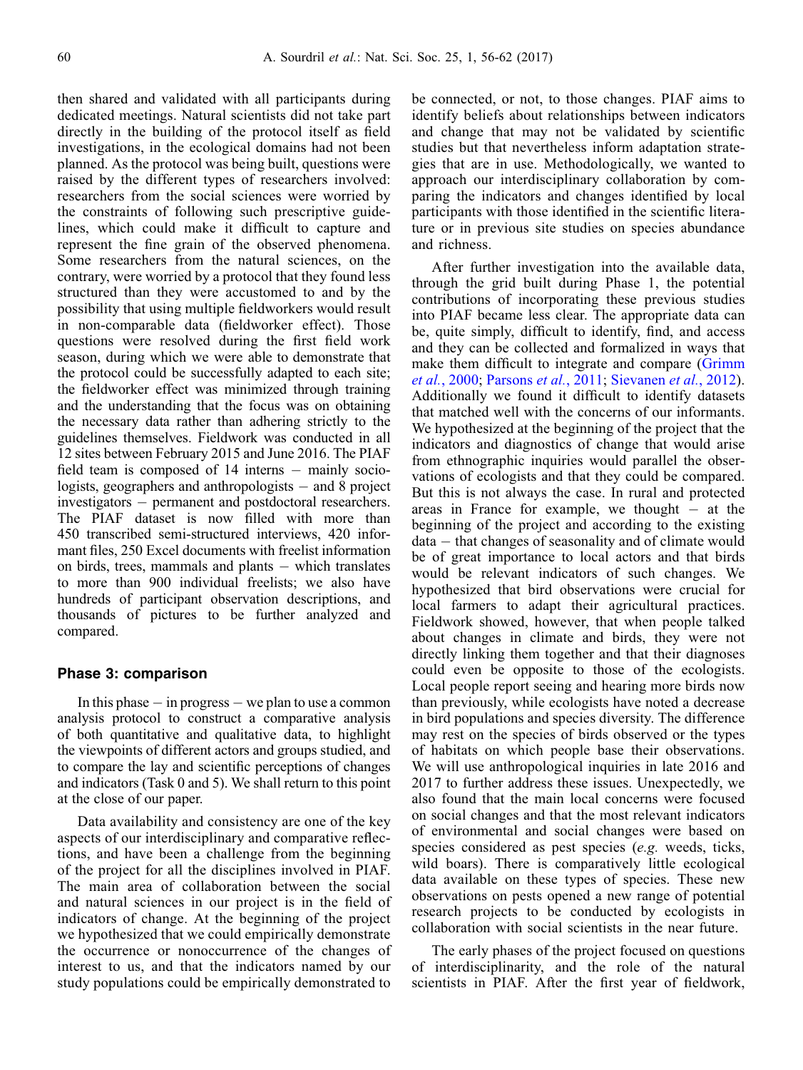then shared and validated with all participants during dedicated meetings. Natural scientists did not take part directly in the building of the protocol itself as field investigations, in the ecological domains had not been planned. As the protocol was being built, questions were raised by the different types of researchers involved: researchers from the social sciences were worried by the constraints of following such prescriptive guidelines, which could make it difficult to capture and represent the fine grain of the observed phenomena. Some researchers from the natural sciences, on the contrary, were worried by a protocol that they found less structured than they were accustomed to and by the possibility that using multiple fieldworkers would result in non-comparable data (fieldworker effect). Those questions were resolved during the first field work season, during which we were able to demonstrate that the protocol could be successfully adapted to each site; the fieldworker effect was minimized through training and the understanding that the focus was on obtaining the necessary data rather than adhering strictly to the guidelines themselves. Fieldwork was conducted in all 12 sites between February 2015 and June 2016. The PIAF field team is composed of 14 interns – mainly sociologists, geographers and anthropologists – and 8 project investigators – permanent and postdoctoral researchers. The PIAF dataset is now filled with more than 450 transcribed semi-structured interviews, 420 informant files, 250 Excel documents with freelist information on birds, trees, mammals and plants – which translates to more than 900 individual freelists; we also have hundreds of participant observation descriptions, and thousands of pictures to be further analyzed and compared.

### Phase 3: comparison

In this phase – in progress – we plan to use a common analysis protocol to construct a comparative analysis of both quantitative and qualitative data, to highlight the viewpoints of different actors and groups studied, and to compare the lay and scientific perceptions of changes and indicators (Task 0 and 5). We shall return to this point at the close of our paper.

Data availability and consistency are one of the key aspects of our interdisciplinary and comparative reflections, and have been a challenge from the beginning of the project for all the disciplines involved in PIAF. The main area of collaboration between the social and natural sciences in our project is in the field of indicators of change. At the beginning of the project we hypothesized that we could empirically demonstrate the occurrence or nonoccurrence of the changes of interest to us, and that the indicators named by our study populations could be empirically demonstrated to be connected, or not, to those changes. PIAF aims to identify beliefs about relationships between indicators and change that may not be validated by scientific studies but that nevertheless inform adaptation strategies that are in use. Methodologically, we wanted to approach our interdisciplinary collaboration by comparing the indicators and changes identified by local participants with those identified in the scientific literature or in previous site studies on species abundance and richness.

After further investigation into the available data, through the grid built during Phase 1, the potential contributions of incorporating these previous studies into PIAF became less clear. The appropriate data can be, quite simply, difficult to identify, find, and access and they can be collected and formalized in ways that make them difficult to integrate and compare (Grimm *et al.*, 2000; Parsons *et al.*, 2011; Sievanen *et al.*, 2012). Additionally we found it difficult to identify datasets that matched well with the concerns of our informants. We hypothesized at the beginning of the project that the indicators and diagnostics of change that would arise from ethnographic inquiries would parallel the observations of ecologists and that they could be compared. But this is not always the case. In rural and protected areas in France for example, we thought – at the beginning of the project and according to the existing data – that changes of seasonality and of climate would be of great importance to local actors and that birds would be relevant indicators of such changes. We hypothesized that bird observations were crucial for local farmers to adapt their agricultural practices. Fieldwork showed, however, that when people talked about changes in climate and birds, they were not directly linking them together and that their diagnoses could even be opposite to those of the ecologists. Local people report seeing and hearing more birds now than previously, while ecologists have noted a decrease in bird populations and species diversity. The difference may rest on the species of birds observed or the types of habitats on which people base their observations. We will use anthropological inquiries in late 2016 and 2017 to further address these issues. Unexpectedly, we also found that the main local concerns were focused on social changes and that the most relevant indicators of environmental and social changes were based on species considered as pest species (*e.g.* weeds, ticks, wild boars). There is comparatively little ecological data available on these types of species. These new observations on pests opened a new range of potential research projects to be conducted by ecologists in collaboration with social scientists in the near future.

The early phases of the project focused on questions of interdisciplinarity, and the role of the natural scientists in PIAF. After the first year of fieldwork,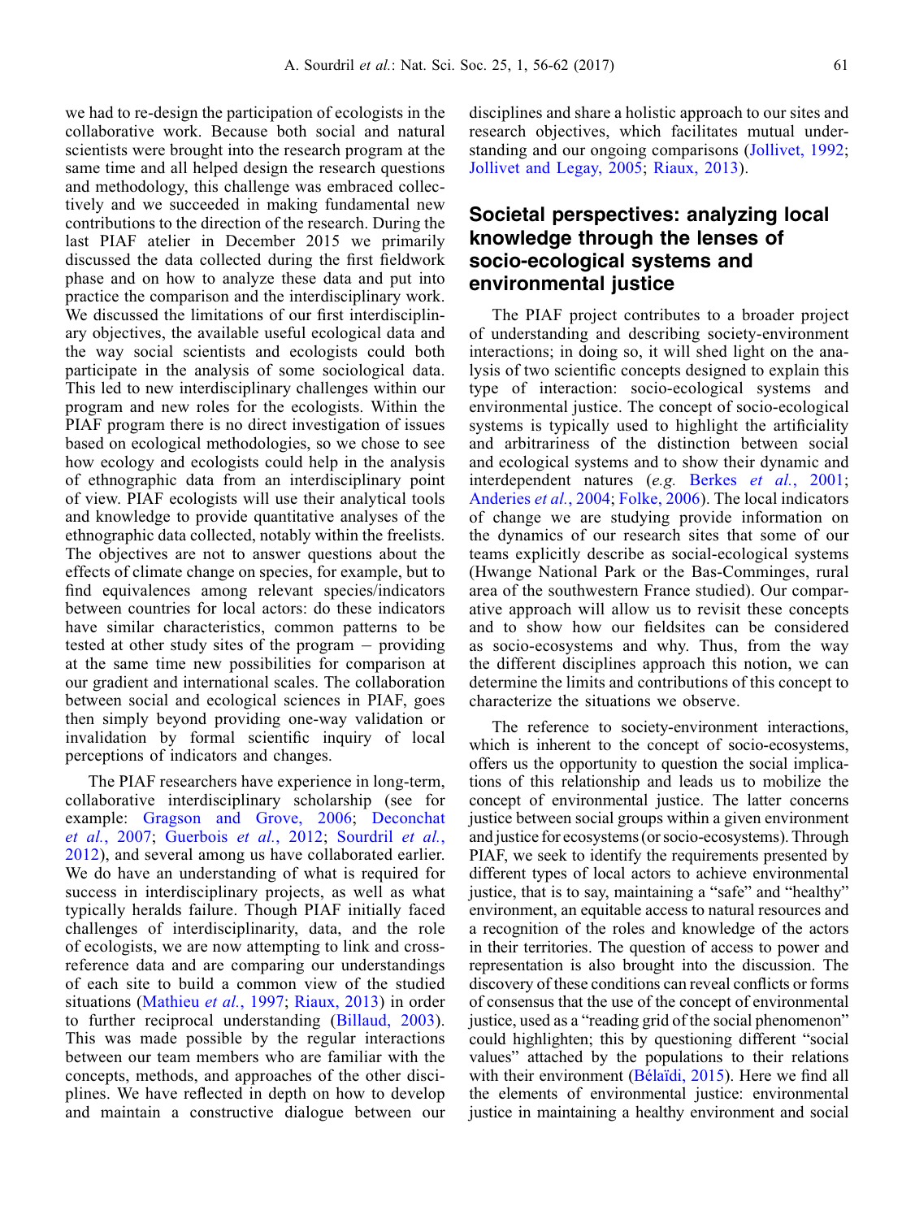we had to re-design the participation of ecologists in the collaborative work. Because both social and natural scientists were brought into the research program at the same time and all helped design the research questions and methodology, this challenge was embraced collectively and we succeeded in making fundamental new contributions to the direction of the research. During the last PIAF atelier in December 2015 we primarily discussed the data collected during the first fieldwork phase and on how to analyze these data and put into practice the comparison and the interdisciplinary work. We discussed the limitations of our first interdisciplinary objectives, the available useful ecological data and the way social scientists and ecologists could both participate in the analysis of some sociological data. This led to new interdisciplinary challenges within our program and new roles for the ecologists. Within the PIAF program there is no direct investigation of issues based on ecological methodologies, so we chose to see how ecology and ecologists could help in the analysis of ethnographic data from an interdisciplinary point of view. PIAF ecologists will use their analytical tools and knowledge to provide quantitative analyses of the ethnographic data collected, notably within the freelists. The objectives are not to answer questions about the effects of climate change on species, for example, but to find equivalences among relevant species/indicators between countries for local actors: do these indicators have similar characteristics, common patterns to be tested at other study sites of the program – providing at the same time new possibilities for comparison at our gradient and international scales. The collaboration between social and ecological sciences in PIAF, goes then simply beyond providing one-way validation or invalidation by formal scientific inquiry of local perceptions of indicators and changes.

The PIAF researchers have experience in long-term, collaborative interdisciplinary scholarship (see for example: Gragson and Grove, 2006; Deconchat *et al.*, 2007; Guerbois *et al.*, 2012; Sourdril *et al.*, 2012), and several among us have collaborated earlier. We do have an understanding of what is required for success in interdisciplinary projects, as well as what typically heralds failure. Though PIAF initially faced challenges of interdisciplinarity, data, and the role of ecologists, we are now attempting to link and cross-reference data and are comparing our understandings of each site to build a common view of the studied situations (Mathieu *et al.*, 1997; Riaux, 2013) in order to further reciprocal understanding (Billaud, 2003). This was made possible by the regular interactions between our team members who are familiar with the concepts, methods, and approaches of the other disciplines. We have reflected in depth on how to develop and maintain a constructive dialogue between our disciplines and share a holistic approach to our sites and research objectives, which facilitates mutual understanding and our ongoing comparisons (Jollivet, 1992; Jollivet and Legay, 2005; Riaux, 2013).

## Societal perspectives: analyzing local knowledge through the lenses of socio-ecological systems and environmental justice

The PIAF project contributes to a broader project of understanding and describing society-environment interactions; in doing so, it will shed light on the analysis of two scientific concepts designed to explain this type of interaction: socio-ecological systems and environmental justice. The concept of socio-ecological systems is typically used to highlight the artificiality and arbitrariness of the distinction between social and ecological systems and to show their dynamic and interdependent natures (*e.g.* Berkes *et al.*, 2001; Anderies *et al.*, 2004; Folke, 2006). The local indicators of change we are studying provide information on the dynamics of our research sites that some of our teams explicitly describe as social-ecological systems (Hwange National Park or the Bas-Comminges, rural area of the southwestern France studied). Our comparative approach will allow us to revisit these concepts and to show how our fieldsites can be considered as socio-ecosystems and why. Thus, from the way the different disciplines approach this notion, we can determine the limits and contributions of this concept to characterize the situations we observe.

The reference to society-environment interactions, which is inherent to the concept of socio-ecosystems, offers us the opportunity to question the social implications of this relationship and leads us to mobilize the concept of environmental justice. The latter concerns justice between social groups within a given environment and justice for ecosystems (or socio-ecosystems). Through PIAF, we seek to identify the requirements presented by different types of local actors to achieve environmental justice, that is to say, maintaining a "safe" and "healthy" environment, an equitable access to natural resources and a recognition of the roles and knowledge of the actors in their territories. The question of access to power and representation is also brought into the discussion. The discovery of these conditions can reveal conflicts or forms of consensus that the use of the concept of environmental justice, used as a "reading grid of the social phenomenon" could highlighten; this by questioning different "social values" attached by the populations to their relations with their environment (Bélaïdi, 2015). Here we find all the elements of environmental justice: environmental justice in maintaining a healthy environment and social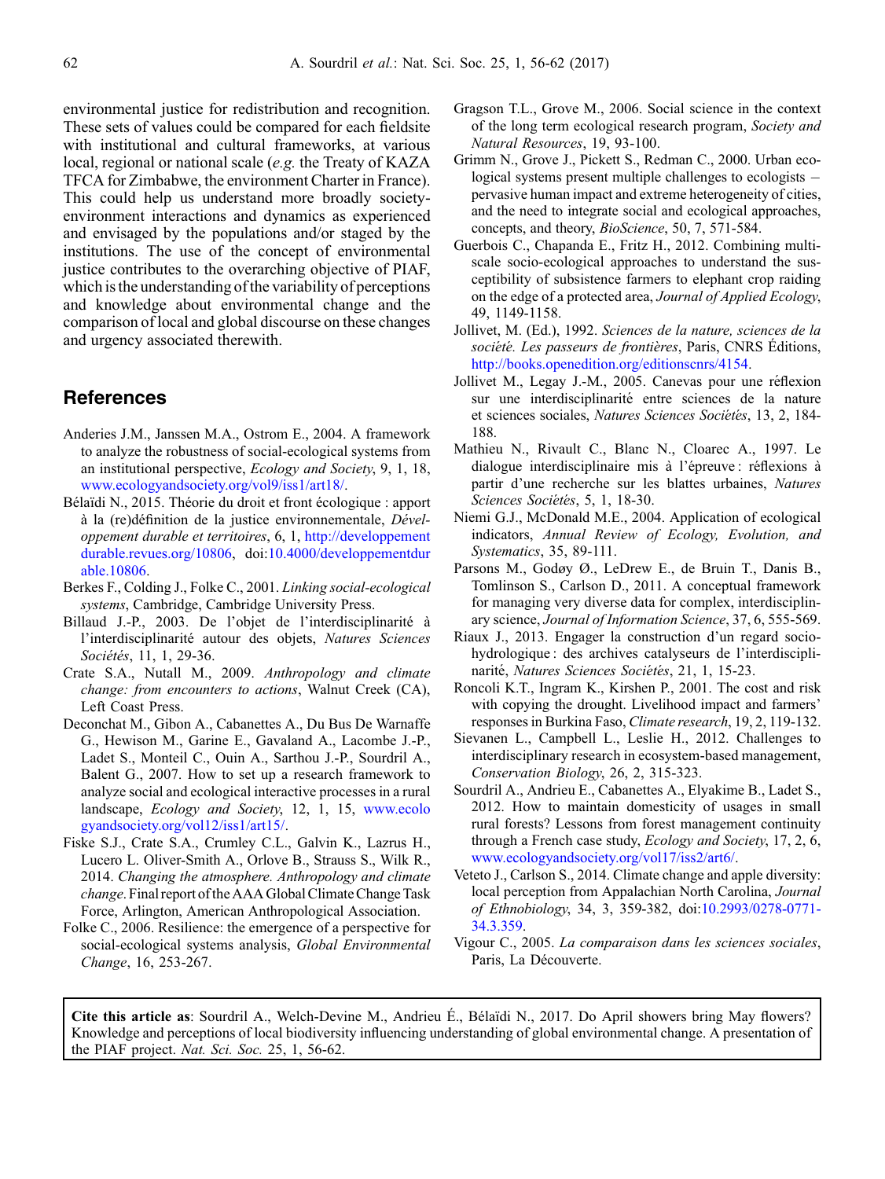environmental justice for redistribution and recognition. These sets of values could be compared for each fieldsite with institutional and cultural frameworks, at various local, regional or national scale (*e.g.* the Treaty of KAZA TFCA for Zimbabwe, the environment Charter in France). This could help us understand more broadly society-environment interactions and dynamics as experienced and envisaged by the populations and/or staged by the institutions. The use of the concept of environmental justice contributes to the overarching objective of PIAF, which is the understanding of the variability of perceptions and knowledge about environmental change and the comparison of local and global discourse on these changes and urgency associated therewith.

## References

Anderies J.M., Janssen M.A., Ostrom E., 2004. A framework to analyze the robustness of social-ecological systems from an institutional perspective, *Ecology and Society*, 9, 1, 18, www.ecologyandsociety.org/vol9/iss1/art18/.

Bélaïdi N., 2015. Théorie du droit et front écologique : apport à la (re)définition de la justice environnementale, *Développement durable et territoires*, 6, 1, http://developpementdurable.revues.org/10806, doi:10.4000/developpementdurable.10806.

Berkes F., Colding J., Folke C., 2001. *Linking social-ecological systems*, Cambridge, Cambridge University Press.

Billaud J.-P., 2003. De l'objet de l'interdisciplinarité à l'interdisciplinarité autour des objets, *Natures Sciences Sociétés*, 11, 1, 29-36.

Crate S.A., Nutall M., 2009. *Anthropology and climate change: from encounters to actions*, Walnut Creek (CA), Left Coast Press.

Deconchat M., Gibon A., Cabanettes A., Du Bus De Warnaffe G., Hewison M., Garine E., Gavaland A., Lacombe J.-P., Ladet S., Monteil C., Ouin A., Sarthou J.-P., Sourdril A., Balent G., 2007. How to set up a research framework to analyze social and ecological interactive processes in a rural landscape, *Ecology and Society*, 12, 1, 15, www.ecologyandsociety.org/vol12/iss1/art15/.

Fiske S.J., Crate S.A., Crumley C.L., Galvin K., Lazrus H., Lucero L. Oliver-Smith A., Orlove B., Strauss S., Wilk R., 2014. *Changing the atmosphere. Anthropology and climate change*. Final report of the AAA Global Climate Change Task Force, Arlington, American Anthropological Association.

Folke C., 2006. Resilience: the emergence of a perspective for social-ecological systems analysis, *Global Environmental Change*, 16, 253-267.

Gragson T.L., Grove M., 2006. Social science in the context of the long term ecological research program, *Society and Natural Resources*, 19, 93-100.

Grimm N., Grove J., Pickett S., Redman C., 2000. Urban ecological systems present multiple challenges to ecologists – pervasive human impact and extreme heterogeneity of cities, and the need to integrate social and ecological approaches, concepts, and theory, *BioScience*, 50, 7, 571-584.

Guerbois C., Chapanda E., Fritz H., 2012. Combining multi-scale socio-ecological approaches to understand the susceptibility of subsistence farmers to elephant crop raiding on the edge of a protected area, *Journal of Applied Ecology*, 49, 1149-1158.

Jollivet, M. (Ed.), 1992. *Sciences de la nature, sciences de la société. Les passeurs de frontières*, Paris, CNRS Éditions, http://books.openedition.org/editionscnrs/4154.

Jollivet M., Legay J.-M., 2005. Canevas pour une réflexion sur une interdisciplinarité entre sciences de la nature et sciences sociales, *Natures Sciences Sociétés*, 13, 2, 184-188.

Mathieu N., Rivault C., Blanc N., Cloarec A., 1997. Le dialogue interdisciplinaire mis à l'épreuve : réflexions à partir d'une recherche sur les blattes urbaines, *Natures Sciences Sociétés*, 5, 1, 18-30.

Niemi G.J., McDonald M.E., 2004. Application of ecological indicators, *Annual Review of Ecology, Evolution, and Systematics*, 35, 89-111.

Parsons M., Godøy Ø., LeDrew E., de Bruin T., Danis B., Tomlinson S., Carlson D., 2011. A conceptual framework for managing very diverse data for complex, interdisciplinary science, *Journal of Information Science*, 37, 6, 555-569.

Riaux J., 2013. Engager la construction d'un regard socio-hydrologique : des archives catalyseurs de l'interdisciplinarité, *Natures Sciences Sociétés*, 21, 1, 15-23.

Roncoli K.T., Ingram K., Kirshen P., 2001. The cost and risk with copying the drought. Livelihood impact and farmers' responses in Burkina Faso, *Climate research*, 19, 2, 119-132.

Sievanen L., Campbell L., Leslie H., 2012. Challenges to interdisciplinary research in ecosystem-based management, *Conservation Biology*, 26, 2, 315-323.

Sourdril A., Andrieu E., Cabanettes A., Elyakime B., Ladet S., 2012. How to maintain domesticity of usages in small rural forests? Lessons from forest management continuity through a French case study, *Ecology and Society*, 17, 2, 6, www.ecologyandsociety.org/vol17/iss2/art6/.

Veteto J., Carlson S., 2014. Climate change and apple diversity: local perception from Appalachian North Carolina, *Journal of Ethnobiology*, 34, 3, 359-382, doi:10.2993/0278-0771-34.3.359.

Vigour C., 2005. *La comparaison dans les sciences sociales*, Paris, La Découverte.

**Cite this article as**: Sourdril A., Welch-Devine M., Andrieu É., Bélaïdi N., 2017. Do April showers bring May flowers? Knowledge and perceptions of local biodiversity influencing understanding of global environmental change. A presentation of the PIAF project. *Nat. Sci. Soc.* 25, 1, 56-62.